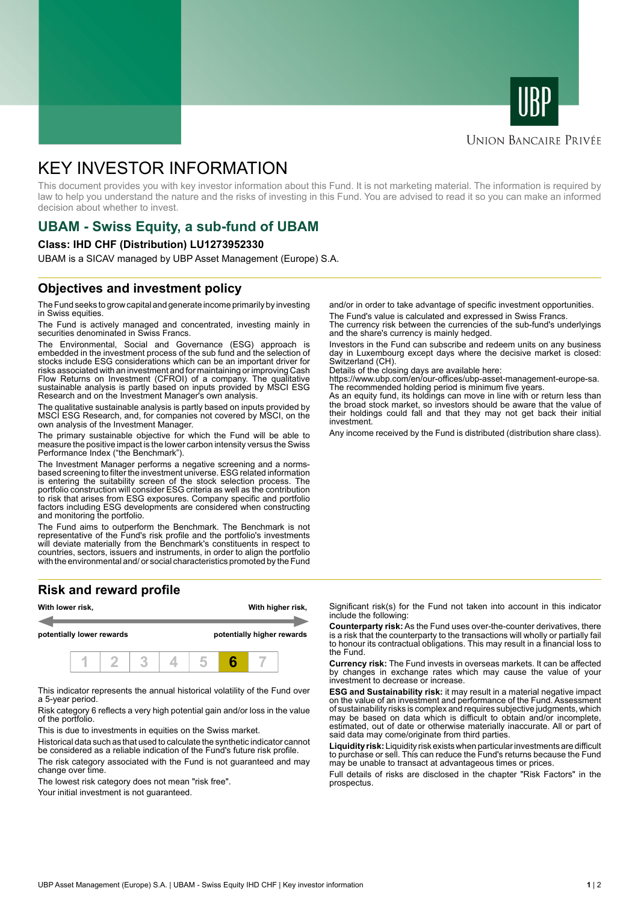# KEY INVESTOR INFORMATION

This document provides you with key investor information about this Fund. It is not marketing material. The information is required by law to help you understand the nature and the risks of investing in this Fund. You are advised to read it so you can make an informed decision about whether to invest.

## UBAM - Swiss Equity, a sub-fund of UBAM

**Class: IHD CHF (Distribution) LU1273952330**

UBAM is a SICAV managed by UBP Asset Management (Europe) S.A.

## Objectives and investment policy

The Fund seeks to grow capital and generate income primarily by investing in Swiss equities.

The Fund is actively managed and concentrated, investing mainly in securities denominated in Swiss Francs.

The Environmental, Social and Governance (ESG) approach is embedded in the investment process of the sub fund and the selection of stocks include ESG considerations which can be an important driver for risks associated with an investment and for maintaining or improving Cash Flow Returns on Investment (CFROI) of a company. The qualitative sustainable analysis is partly based on inputs provided by MSCI ESG Research and on the Investment Manager's own analysis.

The qualitative sustainable analysis is partly based on inputs provided by MSCI ESG Research, and, for companies not covered by MSCI, on the own analysis of the Investment Manager.

The primary sustainable objective for which the Fund will be able to measure the positive impact is the lower carbon intensity versus the Swiss Performance Index ("the Benchmark").

The Investment Manager performs a negative screening and a norms-based screening to filter the investment universe. ESG related information is entering the suitability screen of the stock selection process. The portfolio construction will consider ESG criteria as well as the contribution to risk that arises from ESG exposures. Company specific and portfolio factors including ESG developments are considered when constructing and monitoring the portfolio.

The Fund aims to outperform the Benchmark. The Benchmark is not representative of the Fund's risk profile and the portfolio's investments will deviate materially from the Benchmark's constituents in respect to countries, sectors, issuers and instruments, in order to align the portfolio with the environmental and/ or social characteristics promoted by the Fund and/or in order to take advantage of specific investment opportunities.

The Fund's value is calculated and expressed in Swiss Francs.

The currency risk between the currencies of the sub-fund's underlyings and the share's currency is mainly hedged.

Investors in the Fund can subscribe and redeem units on any business day in Luxembourg except days where the decisive market is closed: Switzerland (CH).

Details of the closing days are available here: https://www.ubp.com/en/our-offices/ubp-asset-management-europe-sa.

The recommended holding period is minimum five years.

As an equity fund, its holdings can move in line with or return less than the broad stock market, so investors should be aware that the value of their holdings could fall and that they may not get back their initial investment.

Any income received by the Fund is distributed (distribution share class).

## Risk and reward profile

| **With lower risk,** | | | | | | **With higher risk,** |
|---|---|---|---|---|---|---|
| **potentially lower rewards** | | | | | | **potentially higher rewards** |
| 1 | 2 | 3 | 4 | 5 | **6** | 7 |

This indicator represents the annual historical volatility of the Fund over a 5-year period.

Risk category 6 reflects a very high potential gain and/or loss in the value of the portfolio.

This is due to investments in equities on the Swiss market.

Historical data such as that used to calculate the synthetic indicator cannot be considered as a reliable indication of the Fund's future risk profile.

The risk category associated with the Fund is not guaranteed and may change over time.

The lowest risk category does not mean "risk free".

Your initial investment is not guaranteed.

Significant risk(s) for the Fund not taken into account in this indicator include the following:

**Counterparty risk:** As the Fund uses over-the-counter derivatives, there is a risk that the counterparty to the transactions will wholly or partially fail to honour its contractual obligations. This may result in a financial loss to the Fund.

**Currency risk:** The Fund invests in overseas markets. It can be affected by changes in exchange rates which may cause the value of your investment to decrease or increase.

**ESG and Sustainability risk:** it may result in a material negative impact on the value of an investment and performance of the Fund. Assessment of sustainability risks is complex and requires subjective judgments, which may be based on data which is difficult to obtain and/or incomplete, estimated, out of date or otherwise materially inaccurate. All or part of said data may come/originate from third parties.

**Liquidity risk:** Liquidity risk exists when particular investments are difficult to purchase or sell. This can reduce the Fund's returns because the Fund may be unable to transact at advantageous times or prices.

Full details of risks are disclosed in the chapter "Risk Factors" in the prospectus.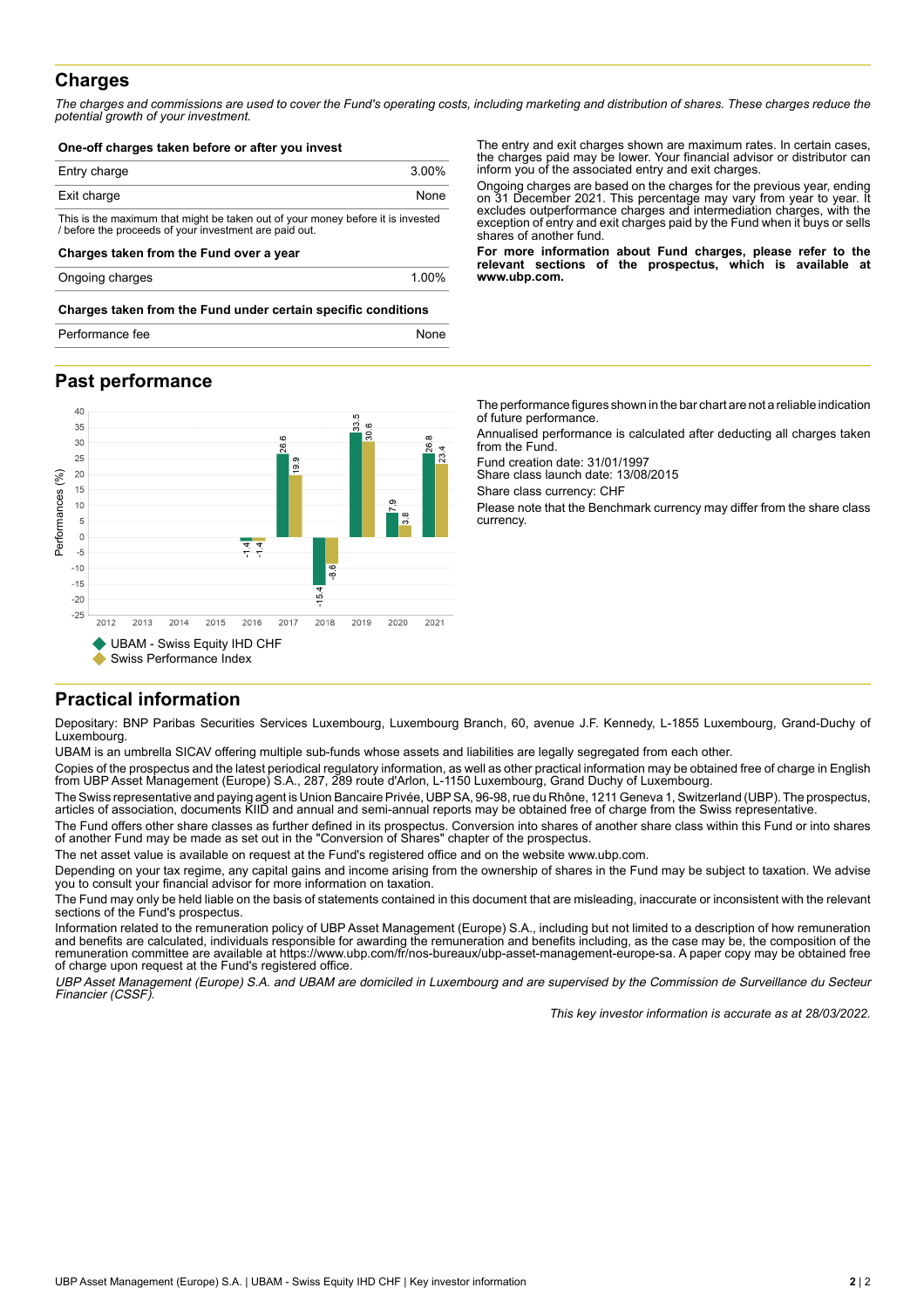## Charges

*The charges and commissions are used to cover the Fund's operating costs, including marketing and distribution of shares. These charges reduce the potential growth of your investment.*

| One-off charges taken before or after you invest | |
|---|---|
| Entry charge | 3.00% |
| Exit charge | None |

This is the maximum that might be taken out of your money before it is invested / before the proceeds of your investment are paid out.

| Charges taken from the Fund over a year | |
|---|---|
| Ongoing charges | 1.00% |

| Charges taken from the Fund under certain specific conditions | |
|---|---|
| Performance fee | None |

The entry and exit charges shown are maximum rates. In certain cases, the charges paid may be lower. Your financial advisor or distributor can inform you of the associated entry and exit charges.

Ongoing charges are based on the charges for the previous year, ending on 31 December 2021. This percentage may vary from year to year. It excludes outperformance charges and intermediation charges, with the exception of entry and exit charges paid by the Fund when it buys or sells shares of another fund.

**For more information about Fund charges, please refer to the relevant sections of the prospectus, which is available at www.ubp.com.**

## Past performance

Performances (%)

40, 35, 30, 25, 20, 15, 10, 5, 0, -5, -10, -15, -20, -25

2012, 2013, 2014, 2015, 2016, 2017, 2018, 2019, 2020, 2021

-1.4, -1.4, 26.6, 19.9, -15.4, -8.6, 33.5, 30.6, 7.9, 3.8, 26.8, 23.4

UBAM - Swiss Equity IHD CHF

Swiss Performance Index

The performance figures shown in the bar chart are not a reliable indication of future performance.

Annualised performance is calculated after deducting all charges taken from the Fund.

Fund creation date: 31/01/1997
Share class launch date: 13/08/2015

Share class currency: CHF

Please note that the Benchmark currency may differ from the share class currency.

## Practical information

Depositary: BNP Paribas Securities Services Luxembourg, Luxembourg Branch, 60, avenue J.F. Kennedy, L-1855 Luxembourg, Grand-Duchy of Luxembourg.

UBAM is an umbrella SICAV offering multiple sub-funds whose assets and liabilities are legally segregated from each other.

Copies of the prospectus and the latest periodical regulatory information, as well as other practical information may be obtained free of charge in English from UBP Asset Management (Europe) S.A., 287, 289 route d'Arlon, L-1150 Luxembourg, Grand Duchy of Luxembourg.

The Swiss representative and paying agent is Union Bancaire Privée, UBP SA, 96-98, rue du Rhône, 1211 Geneva 1, Switzerland (UBP). The prospectus, articles of association, documents KIID and annual and semi-annual reports may be obtained free of charge from the Swiss representative.

The Fund offers other share classes as further defined in its prospectus. Conversion into shares of another share class within this Fund or into shares of another Fund may be made as set out in the "Conversion of Shares" chapter of the prospectus.

The net asset value is available on request at the Fund's registered office and on the website www.ubp.com.

Depending on your tax regime, any capital gains and income arising from the ownership of shares in the Fund may be subject to taxation. We advise you to consult your financial advisor for more information on taxation.

The Fund may only be held liable on the basis of statements contained in this document that are misleading, inaccurate or inconsistent with the relevant sections of the Fund's prospectus.

Information related to the remuneration policy of UBP Asset Management (Europe) S.A., including but not limited to a description of how remuneration and benefits are calculated, individuals responsible for awarding the remuneration and benefits including, as the case may be, the composition of the remuneration committee are available at https://www.ubp.com/fr/nos-bureaux/ubp-asset-management-europe-sa. A paper copy may be obtained free of charge upon request at the Fund's registered office.

*UBP Asset Management (Europe) S.A. and UBAM are domiciled in Luxembourg and are supervised by the Commission de Surveillance du Secteur Financier (CSSF).*

*This key investor information is accurate as at 28/03/2022.*